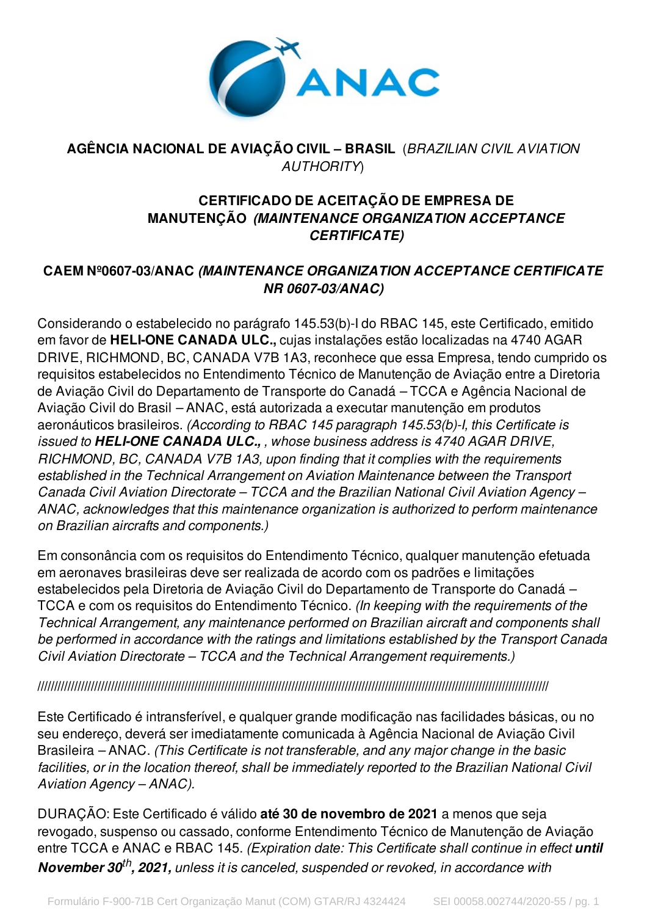**AGÊNCIA NACIONAL DE AVIAÇÃO CIVIL – BRASIL** (*BRAZILIAN CIVIL AVIATION AUTHORITY*)

## CERTIFICADO DE ACEITAÇÃO DE EMPRESA DE MANUTENÇÃO *(MAINTENANCE ORGANIZATION ACCEPTANCE CERTIFICATE)*

## CAEM Nº0607-03/ANAC *(MAINTENANCE ORGANIZATION ACCEPTANCE CERTIFICATE NR 0607-03/ANAC)*

Considerando o estabelecido no parágrafo 145.53(b)-I do RBAC 145, este Certificado, emitido em favor de **HELI-ONE CANADA ULC.,** cujas instalações estão localizadas na 4740 AGAR DRIVE, RICHMOND, BC, CANADA V7B 1A3, reconhece que essa Empresa, tendo cumprido os requisitos estabelecidos no Entendimento Técnico de Manutenção de Aviação entre a Diretoria de Aviação Civil do Departamento de Transporte do Canadá – TCCA e Agência Nacional de Aviação Civil do Brasil – ANAC, está autorizada a executar manutenção em produtos aeronáuticos brasileiros. *(According to RBAC 145 paragraph 145.53(b)-I, this Certificate is issued to* ***HELI-ONE CANADA ULC.,*** *, whose business address is 4740 AGAR DRIVE, RICHMOND, BC, CANADA V7B 1A3, upon finding that it complies with the requirements established in the Technical Arrangement on Aviation Maintenance between the Transport Canada Civil Aviation Directorate – TCCA and the Brazilian National Civil Aviation Agency – ANAC, acknowledges that this maintenance organization is authorized to perform maintenance on Brazilian aircrafts and components.)*

Em consonância com os requisitos do Entendimento Técnico, qualquer manutenção efetuada em aeronaves brasileiras deve ser realizada de acordo com os padrões e limitações estabelecidos pela Diretoria de Aviação Civil do Departamento de Transporte do Canadá – TCCA e com os requisitos do Entendimento Técnico. *(In keeping with the requirements of the Technical Arrangement, any maintenance performed on Brazilian aircraft and components shall be performed in accordance with the ratings and limitations established by the Transport Canada Civil Aviation Directorate – TCCA and the Technical Arrangement requirements.)*

**////////////////////////////////////////////////////////////////////////////////////////////////////////////////////////////////////////////////////////////////////////**

Este Certificado é intransferível, e qualquer grande modificação nas facilidades básicas, ou no seu endereço, deverá ser imediatamente comunicada à Agência Nacional de Aviação Civil Brasileira – ANAC. *(This Certificate is not transferable, and any major change in the basic facilities, or in the location thereof, shall be immediately reported to the Brazilian National Civil Aviation Agency – ANAC).*

DURAÇÃO: Este Certificado é válido **até 30 de novembro de 2021** a menos que seja revogado, suspenso ou cassado, conforme Entendimento Técnico de Manutenção de Aviação entre TCCA e ANAC e RBAC 145. *(Expiration date: This Certificate shall continue in effect* ***until November 30th, 2021,*** *unless it is canceled, suspended or revoked, in accordance with*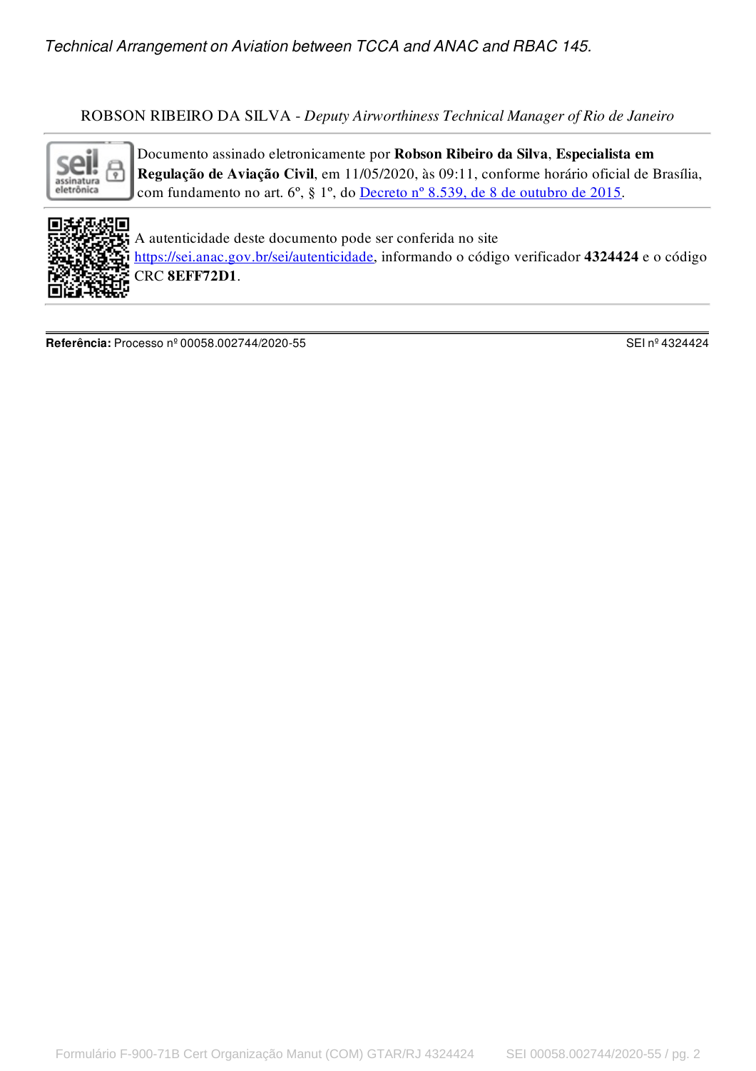*Technical Arrangement on Aviation between TCCA and ANAC and RBAC 145.*

ROBSON RIBEIRO DA SILVA - *Deputy Airworthiness Technical Manager of Rio de Janeiro*

---

Documento assinado eletronicamente por **Robson Ribeiro da Silva**, **Especialista em Regulação de Aviação Civil**, em 11/05/2020, às 09:11, conforme horário oficial de Brasília, com fundamento no art. 6º, § 1º, do [Decreto nº 8.539, de 8 de outubro de 2015](http://www.planalto.gov.br/ccivil_03/_Ato2015-2018/2015/Decreto/D8539.htm).

---

A autenticidade deste documento pode ser conferida no site https://sei.anac.gov.br/sei/autenticidade, informando o código verificador **4324424** e o código CRC **8EFF72D1**.

---

**Referência:** Processo nº 00058.002744/2020-55 SEI nº 4324424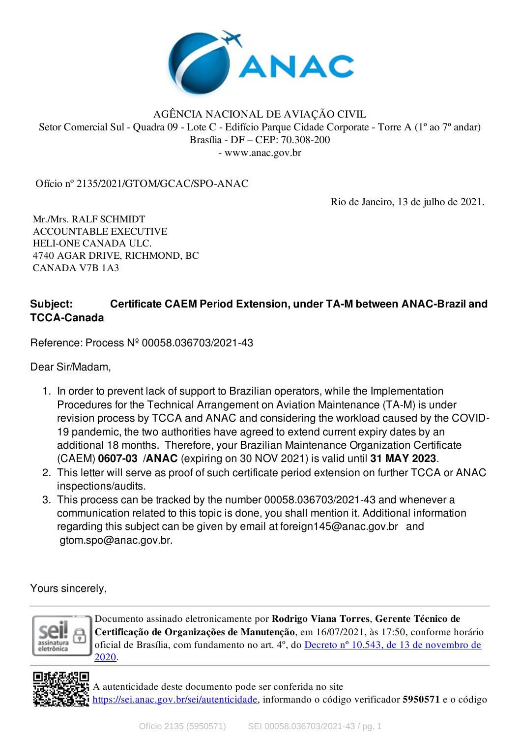AGÊNCIA NACIONAL DE AVIAÇÃO CIVIL
Setor Comercial Sul - Quadra 09 - Lote C - Edifício Parque Cidade Corporate - Torre A (1º ao 7º andar)
Brasília - DF – CEP: 70.308-200
- www.anac.gov.br

Ofício nº 2135/2021/GTOM/GCAC/SPO-ANAC

Rio de Janeiro, 13 de julho de 2021.

Mr./Mrs. RALF SCHMIDT
ACCOUNTABLE EXECUTIVE
HELI-ONE CANADA ULC.
4740 AGAR DRIVE, RICHMOND, BC
CANADA V7B 1A3

**Subject: Certificate CAEM Period Extension, under TA-M between ANAC-Brazil and TCCA-Canada**

Reference: Process Nº 00058.036703/2021-43

Dear Sir/Madam,

1. In order to prevent lack of support to Brazilian operators, while the Implementation Procedures for the Technical Arrangement on Aviation Maintenance (TA-M) is under revision process by TCCA and ANAC and considering the workload caused by the COVID-19 pandemic, the two authorities have agreed to extend current expiry dates by an additional 18 months. Therefore, your Brazilian Maintenance Organization Certificate (CAEM) **0607-03** /**ANAC** (expiring on 30 NOV 2021) is valid until **31 MAY 2023**.
2. This letter will serve as proof of such certificate period extension on further TCCA or ANAC inspections/audits.
3. This process can be tracked by the number 00058.036703/2021-43 and whenever a communication related to this topic is done, you shall mention it. Additional information regarding this subject can be given by email at foreign145@anac.gov.br and gtom.spo@anac.gov.br.

Yours sincerely,

Documento assinado eletronicamente por **Rodrigo Viana Torres**, **Gerente Técnico de Certificação de Organizações de Manutenção**, em 16/07/2021, às 17:50, conforme horário oficial de Brasília, com fundamento no art. 4º, do Decreto nº 10.543, de 13 de novembro de 2020.

A autenticidade deste documento pode ser conferida no site https://sei.anac.gov.br/sei/autenticidade, informando o código verificador **5950571** e o código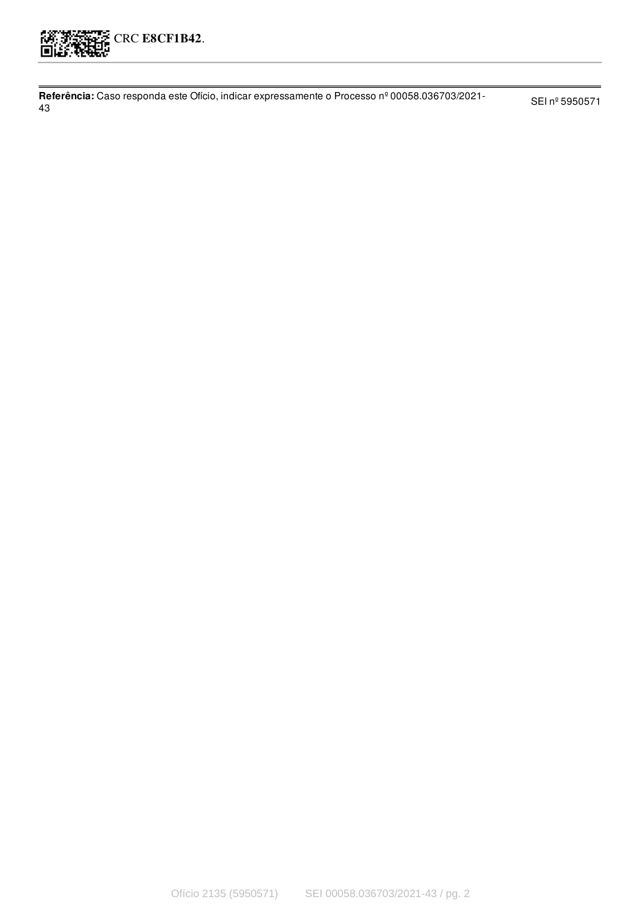CRC **E8CF1B42**.

---

**Referência:** Caso responda este Ofício, indicar expressamente o Processo nº 00058.036703/2021-43 SEI nº 5950571